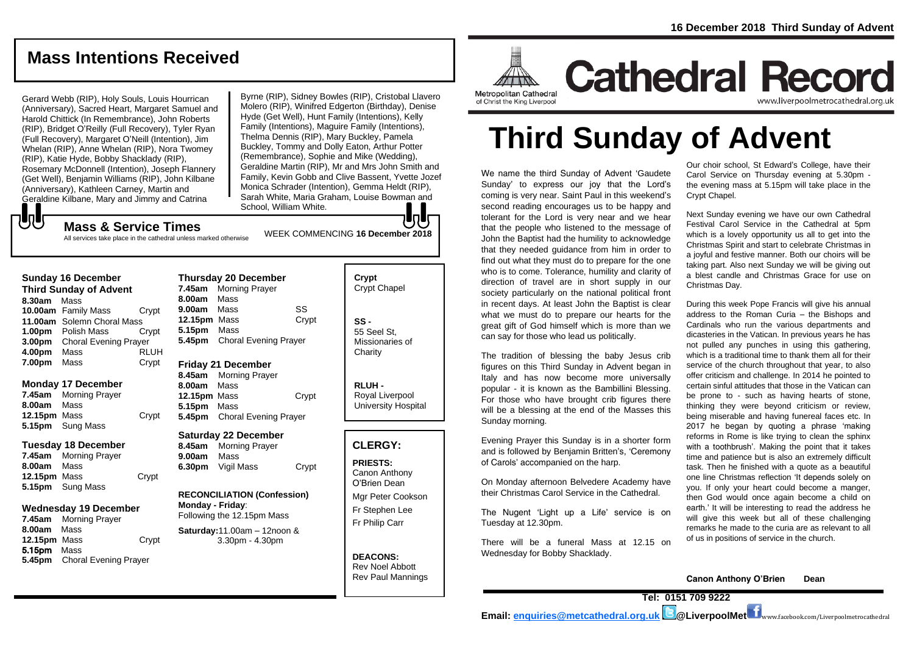# Mass Intentions Received

Gerard Webb (RIP), Holy Souls, Louis Hourrican (Anniversary), Sacred Heart, Margaret Samuel and Harold Chittick (In Remembrance), John Roberts (RIP), Bridget O'Reilly (Full Recovery), Tyler Ryan (Full Recovery), Margaret O'Neill (Intention), Jim Whelan (RIP), Anne Whelan (RIP), Nora Twomey (RIP), Katie Hyde, Bobby Shacklady (RIP), Rosemary McDonnell (Intention), Joseph Flannery (Get Well), Benjamin Williams (RIP), John Kilbane (Anniversary), Kathleen Carney, Martin and Geraldine Kilbane, Mary and Jimmy and Catrina Byrne (RIP), Sidney Bowles (RIP), Cristobal Llavero Molero (RIP), Winifred Edgerton (Birthday), Denise Hyde (Get Well), Hunt Family (Intentions), Kelly Family (Intentions), Maguire Family (Intentions), Thelma Dennis (RIP), Mary Buckley, Pamela Buckley, Tommy and Dolly Eaton, Arthur Potter (Remembrance), Sophie and Mike (Wedding), Geraldine Martin (RIP), Mr and Mrs John Smith and Family, Kevin Gobb and Clive Bassent, Yvette Jozef Monica Schrader (Intention), Gemma Heldt (RIP), Sarah White, Maria Graham, Louise Bowman and School, William White.

## Mass & Service Times

All services take place in the cathedral unless marked otherwise

WEEK COMMENCING **16 December 2018**

### Sunday 16 December
**Third Sunday of Advent**

| | | |
|---|---|---|
| **8.30am** | Mass | |
| **10.00am** | Family Mass | Crypt |
| **11.00am** | Solemn Choral Mass | |
| **1.00pm** | Polish Mass | Crypt |
| **3.00pm** | Choral Evening Prayer | |
| **4.00pm** | Mass | RLUH |
| **7.00pm** | Mass | Crypt |

### Monday 17 December

| | | |
|---|---|---|
| **7.45am** | Morning Prayer | |
| **8.00am** | Mass | |
| **12.15pm** | Mass | Crypt |
| **5.15pm** | Sung Mass | |

### Tuesday 18 December

| | | |
|---|---|---|
| **7.45am** | Morning Prayer | |
| **8.00am** | Mass | |
| **12.15pm** | Mass | Crypt |
| **5.15pm** | Sung Mass | |

### Wednesday 19 December

| | | |
|---|---|---|
| **7.45am** | Morning Prayer | |
| **8.00am** | Mass | |
| **12.15pm** | Mass | Crypt |
| **5.15pm** | Mass | |
| **5.45pm** | Choral Evening Prayer | |

### Thursday 20 December

| | | |
|---|---|---|
| **7.45am** | Morning Prayer | |
| **8.00am** | Mass | |
| **9.00am** | Mass | SS |
| **12.15pm** | Mass | Crypt |
| **5.15pm** | Mass | |
| **5.45pm** | Choral Evening Prayer | |

### Friday 21 December

| | | |
|---|---|---|
| **8.45am** | Morning Prayer | |
| **8.00am** | Mass | |
| **12.15pm** | Mass | Crypt |
| **5.15pm** | Mass | |
| **5.45pm** | Choral Evening Prayer | |

### Saturday 22 December

| | | |
|---|---|---|
| **8.45am** | Morning Prayer | |
| **9.00am** | Mass | |
| **6.30pm** | Vigil Mass | Crypt |

**RECONCILIATION (Confession)**
**Monday - Friday**: Following the 12.15pm Mass

**Saturday:** 11.00am – 12noon & 3.30pm - 4.30pm

**Crypt**
Crypt Chapel

**SS -**
55 Seel St, Missionaries of Charity

**RLUH -**
Royal Liverpool University Hospital

## CLERGY:

**PRIESTS:**
Canon Anthony O'Brien Dean
Mgr Peter Cookson
Fr Stephen Lee
Fr Philip Carr

**DEACONS:**
Rev Noel Abbott
Rev Paul Mannings

16 December 2018 Third Sunday of Advent

Metropolitan Cathedral of Christ the King Liverpool

# Cathedral Record

www.liverpoolmetrocathedral.org.uk

# Third Sunday of Advent

We name the third Sunday of Advent 'Gaudete Sunday' to express our joy that the Lord's coming is very near. Saint Paul in this weekend's second reading encourages us to be happy and tolerant for the Lord is very near and we hear that the people who listened to the message of John the Baptist had the humility to acknowledge that they needed guidance from him in order to find out what they must do to prepare for the one who is to come. Tolerance, humility and clarity of direction of travel are in short supply in our society particularly on the national political front in recent days. At least John the Baptist is clear what we must do to prepare our hearts for the great gift of God himself which is more than we can say for those who lead us politically.

The tradition of blessing the baby Jesus crib figures on this Third Sunday in Advent began in Italy and has now become more universally popular - it is known as the Bambillini Blessing. For those who have brought crib figures there will be a blessing at the end of the Masses this Sunday morning.

Evening Prayer this Sunday is in a shorter form and is followed by Benjamin Britten's, 'Ceremony of Carols' accompanied on the harp.

On Monday afternoon Belvedere Academy have their Christmas Carol Service in the Cathedral.

The Nugent 'Light up a Life' service is on Tuesday at 12.30pm.

There will be a funeral Mass at 12.15 on Wednesday for Bobby Shacklady.

Our choir school, St Edward's College, have their Carol Service on Thursday evening at 5.30pm - the evening mass at 5.15pm will take place in the Crypt Chapel.

Next Sunday evening we have our own Cathedral Festival Carol Service in the Cathedral at 5pm which is a lovely opportunity us all to get into the Christmas Spirit and start to celebrate Christmas in a joyful and festive manner. Both our choirs will be taking part. Also next Sunday we will be giving out a blest candle and Christmas Grace for use on Christmas Day.

During this week Pope Francis will give his annual address to the Roman Curia – the Bishops and Cardinals who run the various departments and dicasteries in the Vatican. In previous years he has not pulled any punches in using this gathering, which is a traditional time to thank them all for their service of the church throughout that year, to also offer criticism and challenge. In 2014 he pointed to certain sinful attitudes that those in the Vatican can be prone to - such as having hearts of stone, thinking they were beyond criticism or review, being miserable and having funereal faces etc. In 2017 he began by quoting a phrase 'making reforms in Rome is like trying to clean the sphinx with a toothbrush'. Making the point that it takes time and patience but is also an extremely difficult task. Then he finished with a quote as a beautiful one line Christmas reflection 'It depends solely on you. If only your heart could become a manger, then God would once again become a child on earth.' It will be interesting to read the address he will give this week but all of these challenging remarks he made to the curia are as relevant to all of us in positions of service in the church.

**Canon Anthony O'Brien Dean**

**Tel: 0151 709 9222**
**Email: enquiries@metcathedral.org.uk @LiverpoolMet** www.facebook.com/Liverpoolmetrocathedral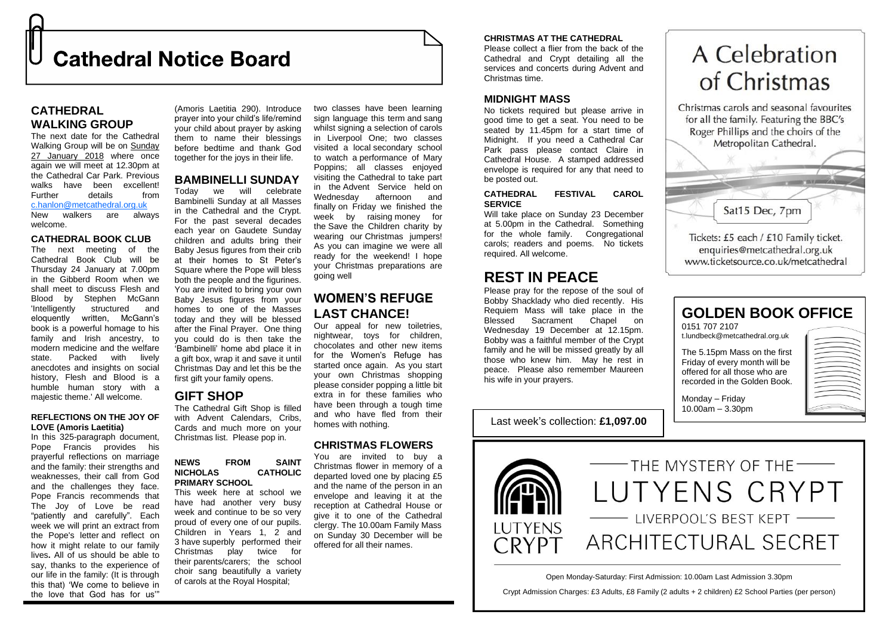# Cathedral Notice Board

## CATHEDRAL WALKING GROUP

The next date for the Cathedral Walking Group will be on Sunday 27 January 2018 where once again we will meet at 12.30pm at the Cathedral Car Park. Previous walks have been excellent! Further details from c.hanlon@metcathedral.org.uk New walkers are always welcome.

### CATHEDRAL BOOK CLUB

The next meeting of the Cathedral Book Club will be Thursday 24 January at 7.00pm in the Gibberd Room when we shall meet to discuss Flesh and Blood by Stephen McGann 'Intelligently structured and eloquently written, McGann's book is a powerful homage to his family and Irish ancestry, to modern medicine and the welfare state. Packed with lively anecdotes and insights on social history, Flesh and Blood is a humble human story with a majestic theme.' All welcome.

#### REFLECTIONS ON THE JOY OF LOVE (Amoris Laetitia)

In this 325-paragraph document, Pope Francis provides his prayerful reflections on marriage and the family: their strengths and weaknesses, their call from God and the challenges they face. Pope Francis recommends that The Joy of Love be read "patiently and carefully". Each week we will print an extract from the Pope's letter and reflect on how it might relate to our family lives**.** All of us should be able to say, thanks to the experience of our life in the family: (It is through this that) 'We come to believe in the love that God has for us'" (Amoris Laetitia 290). Introduce prayer into your child's life/remind your child about prayer by asking them to name their blessings before bedtime and thank God together for the joys in their life.

## BAMBINELLI SUNDAY

Today we will celebrate Bambinelli Sunday at all Masses in the Cathedral and the Crypt. For the past several decades each year on Gaudete Sunday children and adults bring their Baby Jesus figures from their crib at their homes to St Peter's Square where the Pope will bless both the people and the figurines. You are invited to bring your own Baby Jesus figures from your homes to one of the Masses today and they will be blessed after the Final Prayer. One thing you could do is then take the 'Bambinelli' home abd place it in a gift box, wrap it and save it until Christmas Day and let this be the first gift your family opens.

## GIFT SHOP

The Cathedral Gift Shop is filled with Advent Calendars, Cribs, Cards and much more on your Christmas list. Please pop in.

#### NEWS FROM SAINT NICHOLAS CATHOLIC PRIMARY SCHOOL

This week here at school we have had another very busy week and continue to be so very proud of every one of our pupils. Children in Years 1, 2 and 3 have superbly performed their Christmas play twice for their parents/carers; the school choir sang beautifully a variety of carols at the Royal Hospital; two classes have been learning sign language this term and sang whilst signing a selection of carols in Liverpool One; two classes visited a local secondary school to watch a performance of Mary Poppins; all classes enjoyed visiting the Cathedral to take part in the Advent Service held on Wednesday afternoon and finally on Friday we finished the week by raising money for the Save the Children charity by wearing our Christmas jumpers! As you can imagine we were all ready for the weekend! I hope your Christmas preparations are going well

## WOMEN'S REFUGE LAST CHANCE!

Our appeal for new toiletries, nightwear, toys for children, chocolates and other new items for the Women's Refuge has started once again. As you start your own Christmas shopping please consider popping a little bit extra in for these families who have been through a tough time and who have fled from their homes with nothing.

### CHRISTMAS FLOWERS

You are invited to buy a Christmas flower in memory of a departed loved one by placing £5 and the name of the person in an envelope and leaving it at the reception at Cathedral House or give it to one of the Cathedral clergy. The 10.00am Family Mass on Sunday 30 December will be offered for all their names.

#### CHRISTMAS AT THE CATHEDRAL

Please collect a flier from the back of the Cathedral and Crypt detailing all the services and concerts during Advent and Christmas time.

### MIDNIGHT MASS

No tickets required but please arrive in good time to get a seat. You need to be seated by 11.45pm for a start time of Midnight. If you need a Cathedral Car Park pass please contact Claire in Cathedral House. A stamped addressed envelope is required for any that need to be posted out.

#### CATHEDRAL FESTIVAL CAROL SERVICE

Will take place on Sunday 23 December at 5.00pm in the Cathedral. Something for the whole family. Congregational carols; readers and poems. No tickets required. All welcome.

## REST IN PEACE

Please pray for the repose of the soul of Bobby Shacklady who died recently. His Requiem Mass will take place in the Blessed Sacrament Chapel on Wednesday 19 December at 12.15pm. Bobby was a faithful member of the Crypt family and he will be missed greatly by all those who knew him. May he rest in peace. Please also remember Maureen his wife in your prayers.

Last week's collection: **£1,097.00**

# A Celebration of Christmas

Christmas carols and seasonal favourites for all the family. Featuring the BBC's Roger Phillips and the choirs of the Metropolitan Cathedral.

Sat15 Dec, 7pm

Tickets: £5 each / £10 Family ticket.
enquiries@metcathedral.org.uk
www.ticketsource.co.uk/metcathedral

## GOLDEN BOOK OFFICE

0151 707 2107
t.lundbeck@metcathedral.org.uk

The 5.15pm Mass on the first Friday of every month will be offered for all those who are recorded in the Golden Book.

Monday – Friday
10.00am – 3.30pm

LUTYENS CRYPT

THE MYSTERY OF THE LUTYENS CRYPT — LIVERPOOL'S BEST KEPT — ARCHITECTURAL SECRET

Open Monday-Saturday: First Admission: 10.00am Last Admission 3.30pm

Crypt Admission Charges: £3 Adults, £8 Family (2 adults + 2 children) £2 School Parties (per person)